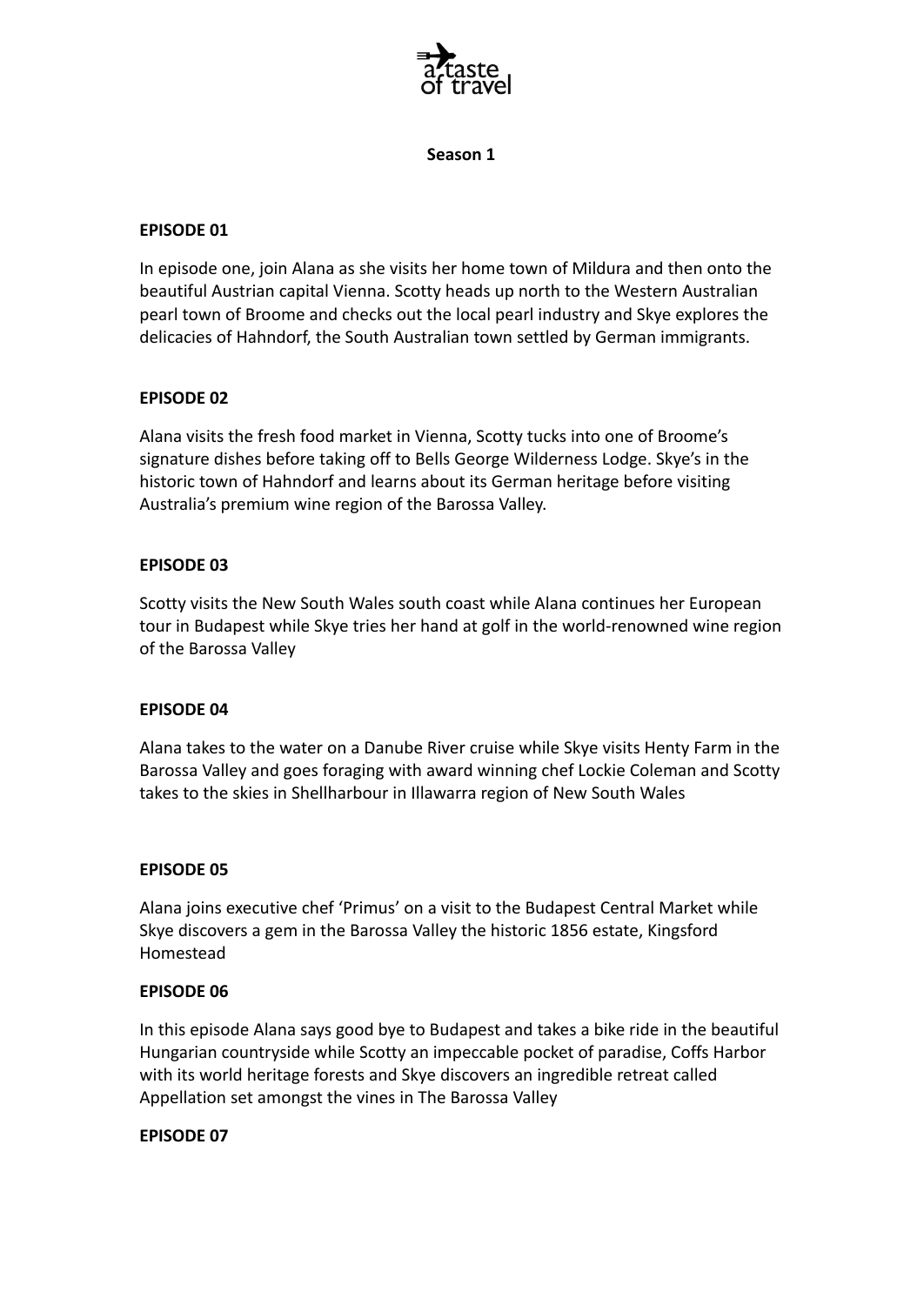a taste of travel

**Season 1**

**EPISODE 01**

In episode one, join Alana as she visits her home town of Mildura and then onto the beautiful Austrian capital Vienna. Scotty heads up north to the Western Australian pearl town of Broome and checks out the local pearl industry and Skye explores the delicacies of Hahndorf, the South Australian town settled by German immigrants.

**EPISODE 02**

Alana visits the fresh food market in Vienna, Scotty tucks into one of Broome's signature dishes before taking off to Bells George Wilderness Lodge. Skye's in the historic town of Hahndorf and learns about its German heritage before visiting Australia's premium wine region of the Barossa Valley.

**EPISODE 03**

Scotty visits the New South Wales south coast while Alana continues her European tour in Budapest while Skye tries her hand at golf in the world-renowned wine region of the Barossa Valley

**EPISODE 04**

Alana takes to the water on a Danube River cruise while Skye visits Henty Farm in the Barossa Valley and goes foraging with award winning chef Lockie Coleman and Scotty takes to the skies in Shellharbour in Illawarra region of New South Wales

**EPISODE 05**

Alana joins executive chef 'Primus' on a visit to the Budapest Central Market while Skye discovers a gem in the Barossa Valley the historic 1856 estate, Kingsford Homestead

**EPISODE 06**

In this episode Alana says good bye to Budapest and takes a bike ride in the beautiful Hungarian countryside while Scotty an impeccable pocket of paradise, Coffs Harbor with its world heritage forests and Skye discovers an ingredible retreat called Appellation set amongst the vines in The Barossa Valley

**EPISODE 07**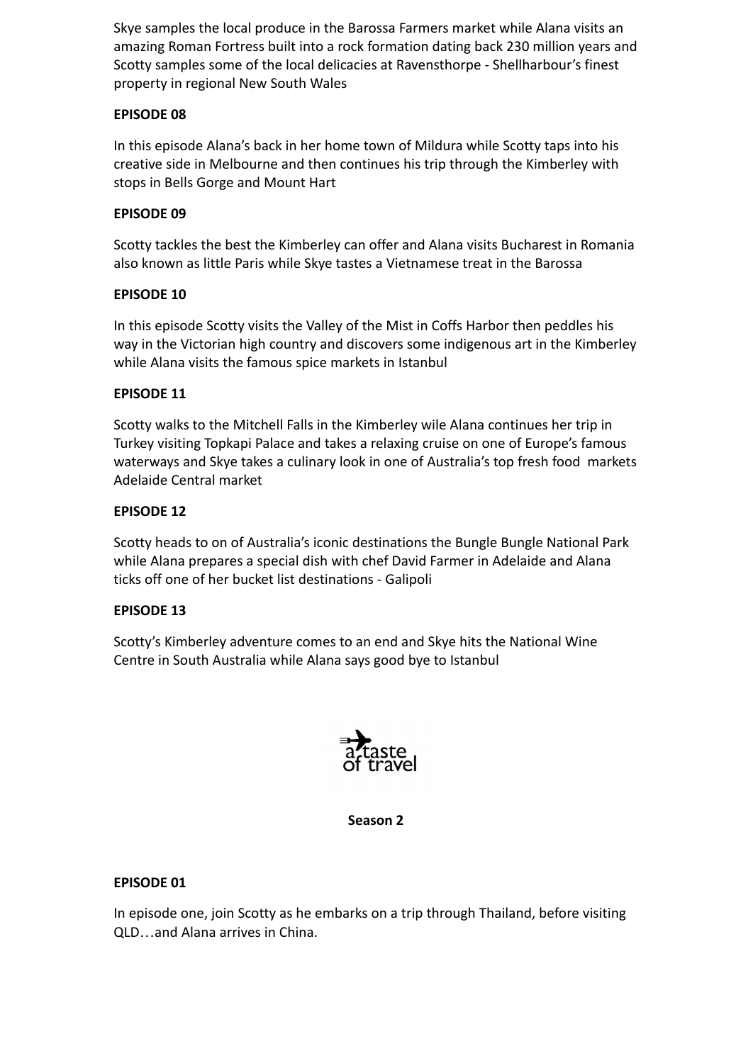Skye samples the local produce in the Barossa Farmers market while Alana visits an amazing Roman Fortress built into a rock formation dating back 230 million years and Scotty samples some of the local delicacies at Ravensthorpe - Shellharbour's finest property in regional New South Wales

**EPISODE 08**

In this episode Alana's back in her home town of Mildura while Scotty taps into his creative side in Melbourne and then continues his trip through the Kimberley with stops in Bells Gorge and Mount Hart

**EPISODE 09**

Scotty tackles the best the Kimberley can offer and Alana visits Bucharest in Romania also known as little Paris while Skye tastes a Vietnamese treat in the Barossa

**EPISODE 10**

In this episode Scotty visits the Valley of the Mist in Coffs Harbor then peddles his way in the Victorian high country and discovers some indigenous art in the Kimberley while Alana visits the famous spice markets in Istanbul

**EPISODE 11**

Scotty walks to the Mitchell Falls in the Kimberley wile Alana continues her trip in Turkey visiting Topkapi Palace and takes a relaxing cruise on one of Europe's famous waterways and Skye takes a culinary look in one of Australia's top fresh food markets Adelaide Central market

**EPISODE 12**

Scotty heads to on of Australia's iconic destinations the Bungle Bungle National Park while Alana prepares a special dish with chef David Farmer in Adelaide and Alana ticks off one of her bucket list destinations - Galipoli

**EPISODE 13**

Scotty's Kimberley adventure comes to an end and Skye hits the National Wine Centre in South Australia while Alana says good bye to Istanbul

a taste of travel

**Season 2**

**EPISODE 01**

In episode one, join Scotty as he embarks on a trip through Thailand, before visiting QLD…and Alana arrives in China.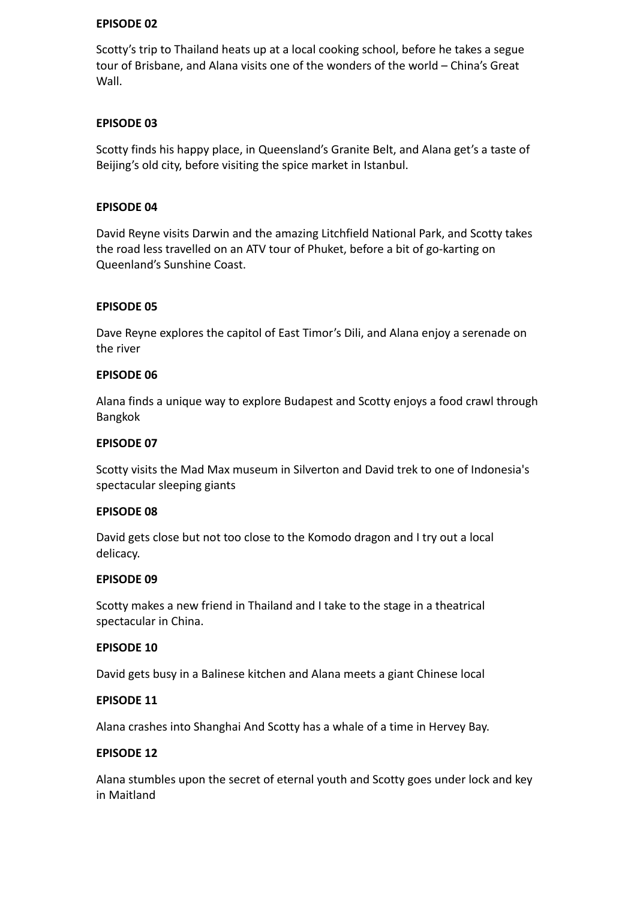**EPISODE 02**

Scotty's trip to Thailand heats up at a local cooking school, before he takes a segue tour of Brisbane, and Alana visits one of the wonders of the world – China's Great Wall.

**EPISODE 03**

Scotty finds his happy place, in Queensland's Granite Belt, and Alana get's a taste of Beijing's old city, before visiting the spice market in Istanbul.

**EPISODE 04**

David Reyne visits Darwin and the amazing Litchfield National Park, and Scotty takes the road less travelled on an ATV tour of Phuket, before a bit of go-karting on Queenland's Sunshine Coast.

**EPISODE 05**

Dave Reyne explores the capitol of East Timor's Dili, and Alana enjoy a serenade on the river

**EPISODE 06**

Alana finds a unique way to explore Budapest and Scotty enjoys a food crawl through Bangkok

**EPISODE 07**

Scotty visits the Mad Max museum in Silverton and David trek to one of Indonesia's spectacular sleeping giants

**EPISODE 08**

David gets close but not too close to the Komodo dragon and I try out a local delicacy.

**EPISODE 09**

Scotty makes a new friend in Thailand and I take to the stage in a theatrical spectacular in China.

**EPISODE 10**

David gets busy in a Balinese kitchen and Alana meets a giant Chinese local

**EPISODE 11**

Alana crashes into Shanghai And Scotty has a whale of a time in Hervey Bay.

**EPISODE 12**

Alana stumbles upon the secret of eternal youth and Scotty goes under lock and key in Maitland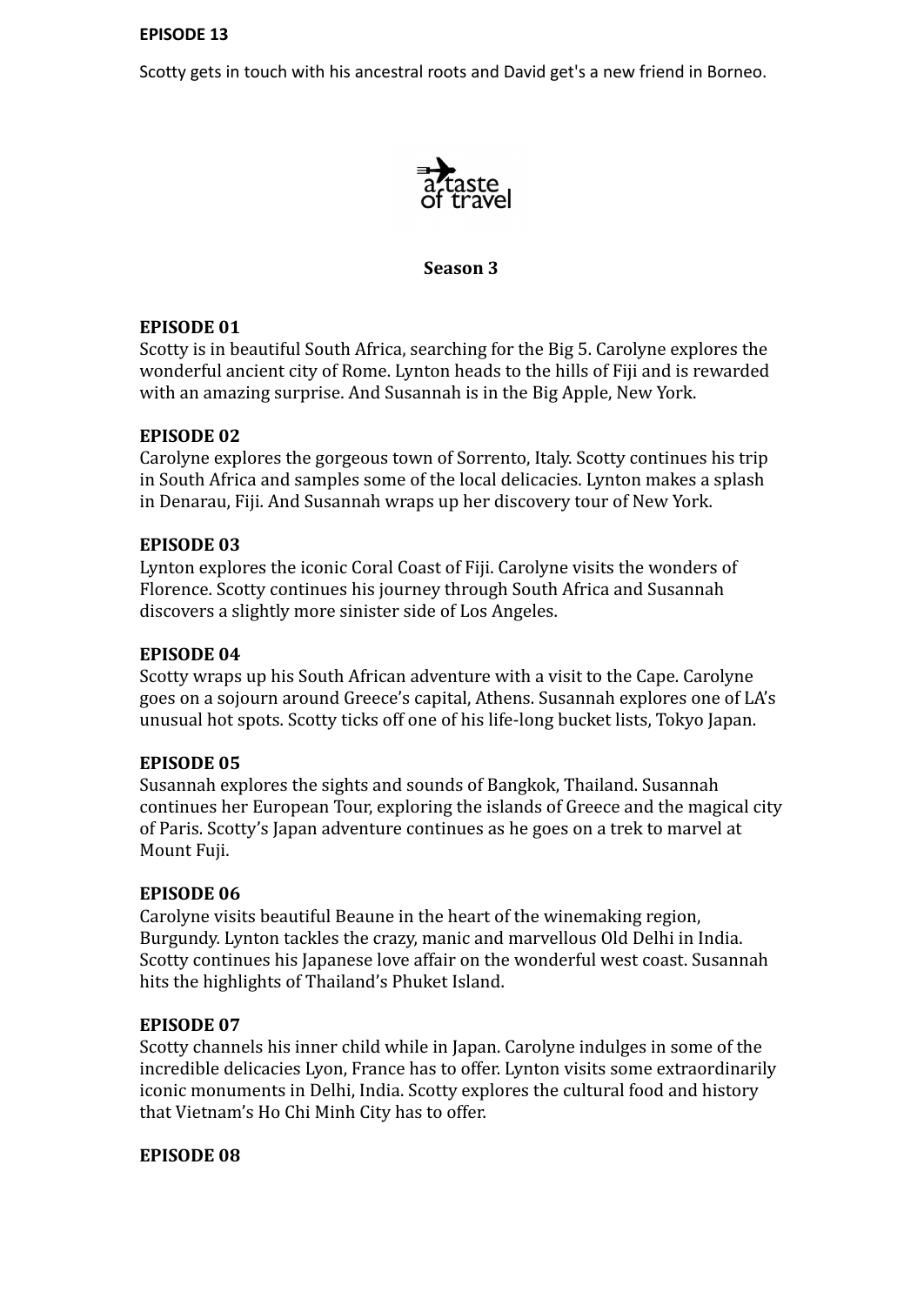**EPISODE 13**

Scotty gets in touch with his ancestral roots and David get's a new friend in Borneo.

a taste of travel

**Season 3**

**EPISODE 01**
Scotty is in beautiful South Africa, searching for the Big 5. Carolyne explores the wonderful ancient city of Rome. Lynton heads to the hills of Fiji and is rewarded with an amazing surprise. And Susannah is in the Big Apple, New York.

**EPISODE 02**
Carolyne explores the gorgeous town of Sorrento, Italy. Scotty continues his trip in South Africa and samples some of the local delicacies. Lynton makes a splash in Denarau, Fiji. And Susannah wraps up her discovery tour of New York.

**EPISODE 03**
Lynton explores the iconic Coral Coast of Fiji. Carolyne visits the wonders of Florence. Scotty continues his journey through South Africa and Susannah discovers a slightly more sinister side of Los Angeles.

**EPISODE 04**
Scotty wraps up his South African adventure with a visit to the Cape. Carolyne goes on a sojourn around Greece's capital, Athens. Susannah explores one of LA's unusual hot spots. Scotty ticks off one of his life-long bucket lists, Tokyo Japan.

**EPISODE 05**
Susannah explores the sights and sounds of Bangkok, Thailand. Susannah continues her European Tour, exploring the islands of Greece and the magical city of Paris. Scotty's Japan adventure continues as he goes on a trek to marvel at Mount Fuji.

**EPISODE 06**
Carolyne visits beautiful Beaune in the heart of the winemaking region, Burgundy. Lynton tackles the crazy, manic and marvellous Old Delhi in India. Scotty continues his Japanese love affair on the wonderful west coast. Susannah hits the highlights of Thailand's Phuket Island.

**EPISODE 07**
Scotty channels his inner child while in Japan. Carolyne indulges in some of the incredible delicacies Lyon, France has to offer. Lynton visits some extraordinarily iconic monuments in Delhi, India. Scotty explores the cultural food and history that Vietnam's Ho Chi Minh City has to offer.

**EPISODE 08**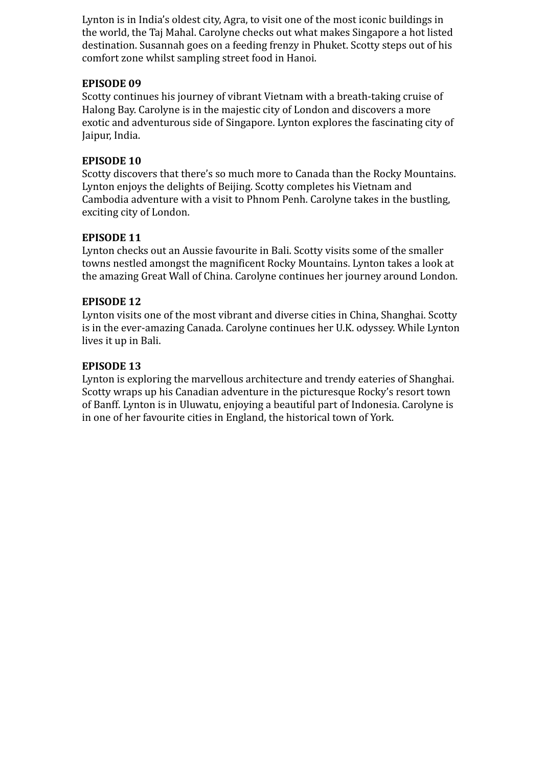Lynton is in India's oldest city, Agra, to visit one of the most iconic buildings in the world, the Taj Mahal. Carolyne checks out what makes Singapore a hot listed destination. Susannah goes on a feeding frenzy in Phuket. Scotty steps out of his comfort zone whilst sampling street food in Hanoi.

**EPISODE 09**
Scotty continues his journey of vibrant Vietnam with a breath-taking cruise of Halong Bay. Carolyne is in the majestic city of London and discovers a more exotic and adventurous side of Singapore. Lynton explores the fascinating city of Jaipur, India.

**EPISODE 10**
Scotty discovers that there's so much more to Canada than the Rocky Mountains. Lynton enjoys the delights of Beijing. Scotty completes his Vietnam and Cambodia adventure with a visit to Phnom Penh. Carolyne takes in the bustling, exciting city of London.

**EPISODE 11**
Lynton checks out an Aussie favourite in Bali. Scotty visits some of the smaller towns nestled amongst the magnificent Rocky Mountains. Lynton takes a look at the amazing Great Wall of China. Carolyne continues her journey around London.

**EPISODE 12**
Lynton visits one of the most vibrant and diverse cities in China, Shanghai. Scotty is in the ever-amazing Canada. Carolyne continues her U.K. odyssey. While Lynton lives it up in Bali.

**EPISODE 13**
Lynton is exploring the marvellous architecture and trendy eateries of Shanghai. Scotty wraps up his Canadian adventure in the picturesque Rocky's resort town of Banff. Lynton is in Uluwatu, enjoying a beautiful part of Indonesia. Carolyne is in one of her favourite cities in England, the historical town of York.